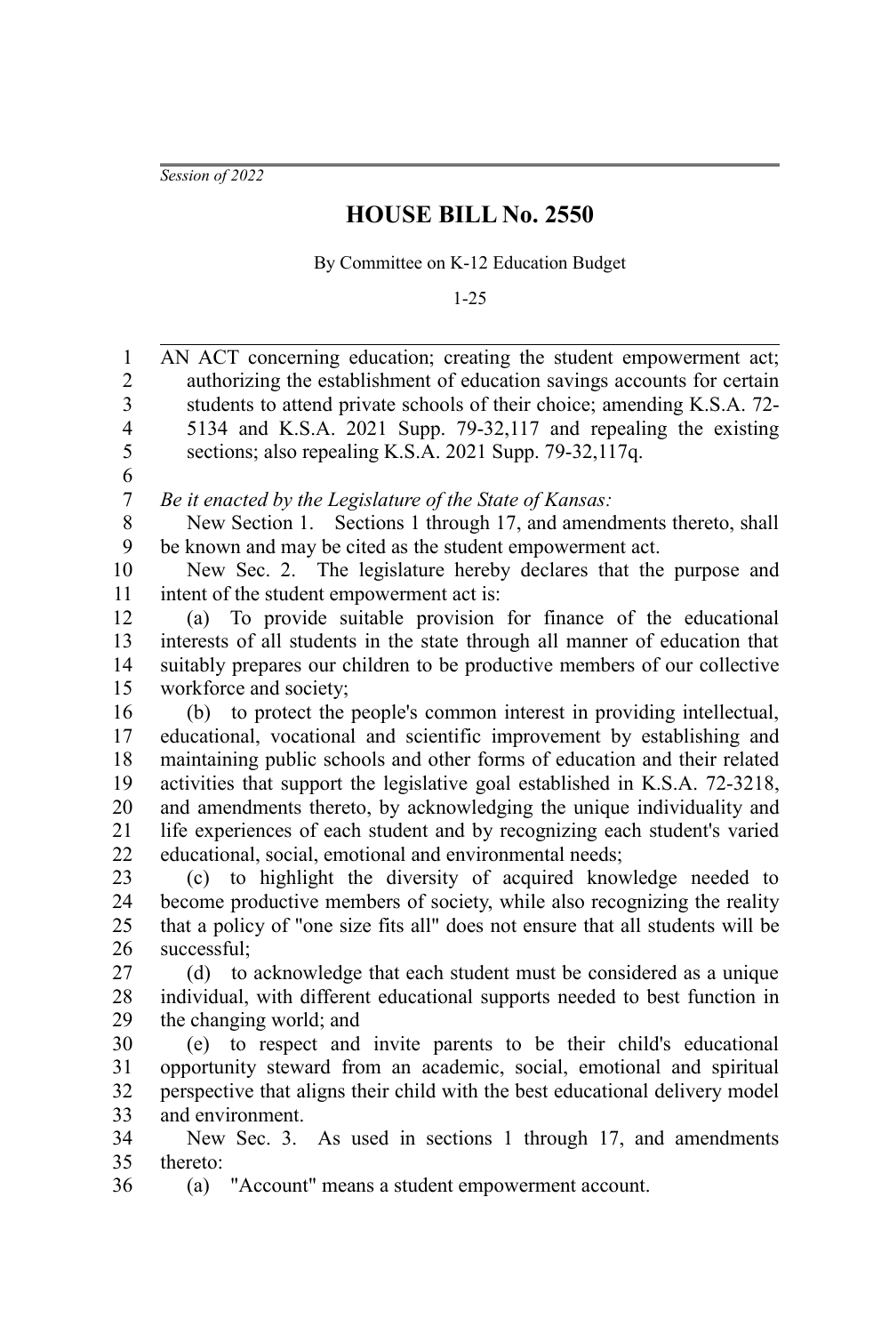*Session of 2022*

# HOUSE BILL No. 2550

By Committee on K-12 Education Budget

1-25

AN ACT concerning education; creating the student empowerment act; authorizing the establishment of education savings accounts for certain students to attend private schools of their choice; amending K.S.A. 72-5134 and K.S.A. 2021 Supp. 79-32,117 and repealing the existing sections; also repealing K.S.A. 2021 Supp. 79-32,117q.

*Be it enacted by the Legislature of the State of Kansas:*

New Section 1. Sections 1 through 17, and amendments thereto, shall be known and may be cited as the student empowerment act.

New Sec. 2. The legislature hereby declares that the purpose and intent of the student empowerment act is:

(a) To provide suitable provision for finance of the educational interests of all students in the state through all manner of education that suitably prepares our children to be productive members of our collective workforce and society;

(b) to protect the people's common interest in providing intellectual, educational, vocational and scientific improvement by establishing and maintaining public schools and other forms of education and their related activities that support the legislative goal established in K.S.A. 72-3218, and amendments thereto, by acknowledging the unique individuality and life experiences of each student and by recognizing each student's varied educational, social, emotional and environmental needs;

(c) to highlight the diversity of acquired knowledge needed to become productive members of society, while also recognizing the reality that a policy of "one size fits all" does not ensure that all students will be successful;

(d) to acknowledge that each student must be considered as a unique individual, with different educational supports needed to best function in the changing world; and

(e) to respect and invite parents to be their child's educational opportunity steward from an academic, social, emotional and spiritual perspective that aligns their child with the best educational delivery model and environment.

New Sec. 3. As used in sections 1 through 17, and amendments thereto:

(a) "Account" means a student empowerment account.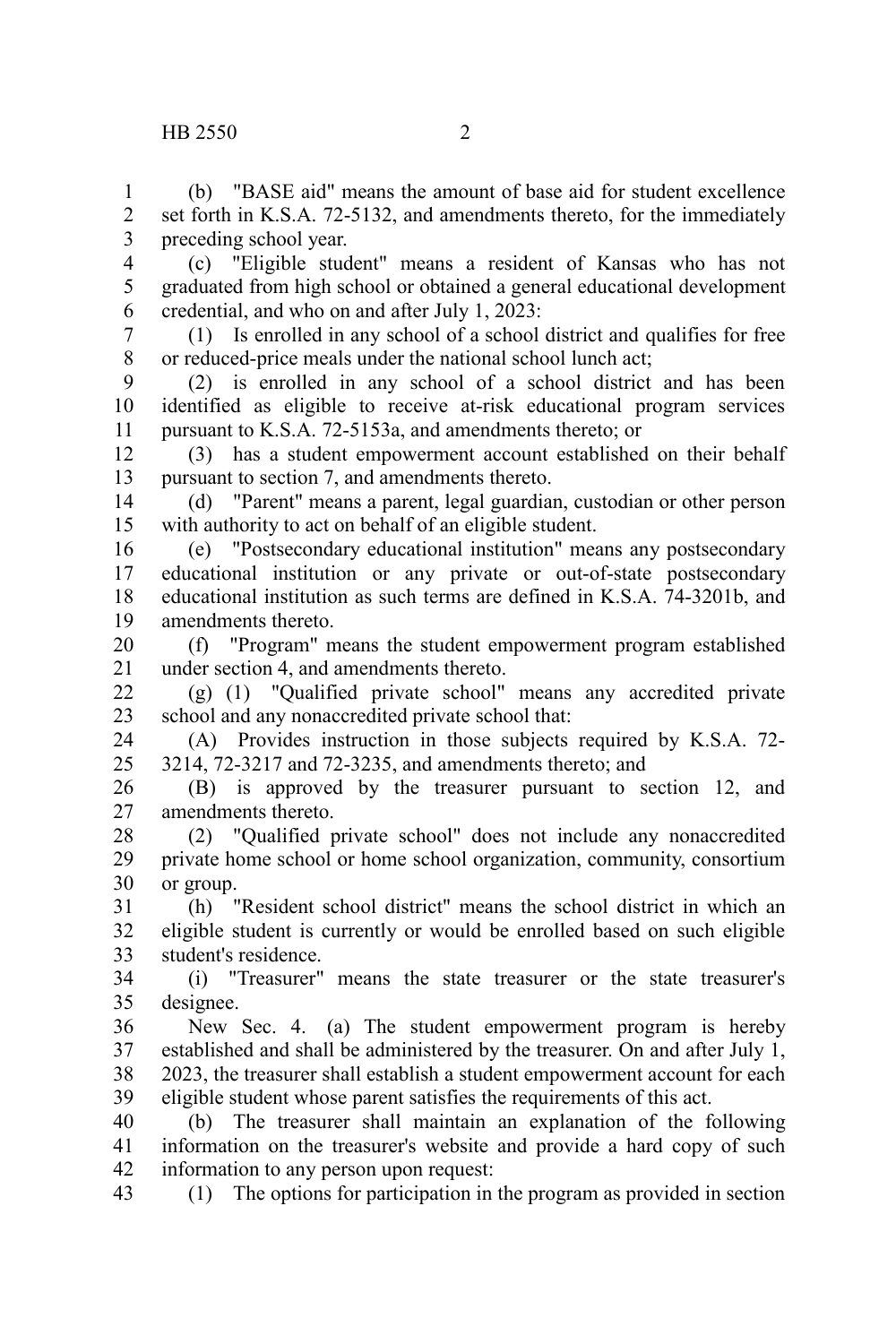(b) "BASE aid" means the amount of base aid for student excellence set forth in K.S.A. 72-5132, and amendments thereto, for the immediately preceding school year.

(c) "Eligible student" means a resident of Kansas who has not graduated from high school or obtained a general educational development credential, and who on and after July 1, 2023:

(1) Is enrolled in any school of a school district and qualifies for free or reduced-price meals under the national school lunch act;

(2) is enrolled in any school of a school district and has been identified as eligible to receive at-risk educational program services pursuant to K.S.A. 72-5153a, and amendments thereto; or

(3) has a student empowerment account established on their behalf pursuant to section 7, and amendments thereto.

(d) "Parent" means a parent, legal guardian, custodian or other person with authority to act on behalf of an eligible student.

(e) "Postsecondary educational institution" means any postsecondary educational institution or any private or out-of-state postsecondary educational institution as such terms are defined in K.S.A. 74-3201b, and amendments thereto.

(f) "Program" means the student empowerment program established under section 4, and amendments thereto.

(g) (1) "Qualified private school" means any accredited private school and any nonaccredited private school that:

(A) Provides instruction in those subjects required by K.S.A. 72-3214, 72-3217 and 72-3235, and amendments thereto; and

(B) is approved by the treasurer pursuant to section 12, and amendments thereto.

(2) "Qualified private school" does not include any nonaccredited private home school or home school organization, community, consortium or group.

(h) "Resident school district" means the school district in which an eligible student is currently or would be enrolled based on such eligible student's residence.

(i) "Treasurer" means the state treasurer or the state treasurer's designee.

New Sec. 4. (a) The student empowerment program is hereby established and shall be administered by the treasurer. On and after July 1, 2023, the treasurer shall establish a student empowerment account for each eligible student whose parent satisfies the requirements of this act.

(b) The treasurer shall maintain an explanation of the following information on the treasurer's website and provide a hard copy of such information to any person upon request:

(1) The options for participation in the program as provided in section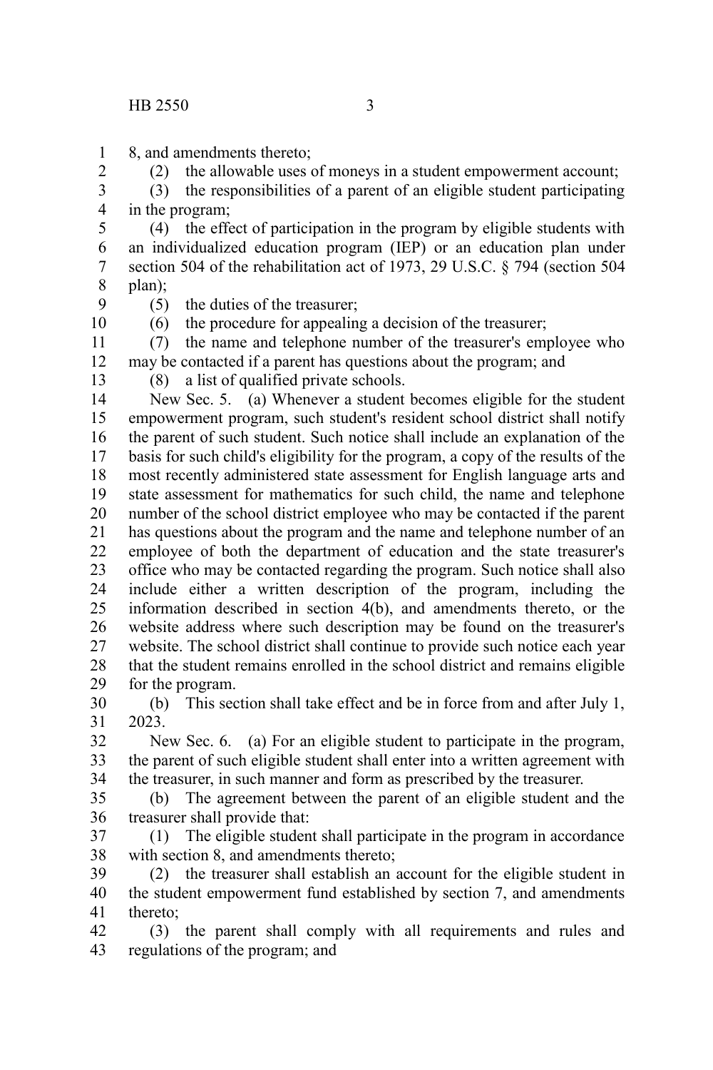8, and amendments thereto;

(2) the allowable uses of moneys in a student empowerment account;

(3) the responsibilities of a parent of an eligible student participating in the program;

(4) the effect of participation in the program by eligible students with an individualized education program (IEP) or an education plan under section 504 of the rehabilitation act of 1973, 29 U.S.C. § 794 (section 504 plan);

(5) the duties of the treasurer;

(6) the procedure for appealing a decision of the treasurer;

(7) the name and telephone number of the treasurer's employee who may be contacted if a parent has questions about the program; and

(8) a list of qualified private schools.

New Sec. 5. (a) Whenever a student becomes eligible for the student empowerment program, such student's resident school district shall notify the parent of such student. Such notice shall include an explanation of the basis for such child's eligibility for the program, a copy of the results of the most recently administered state assessment for English language arts and state assessment for mathematics for such child, the name and telephone number of the school district employee who may be contacted if the parent has questions about the program and the name and telephone number of an employee of both the department of education and the state treasurer's office who may be contacted regarding the program. Such notice shall also include either a written description of the program, including the information described in section 4(b), and amendments thereto, or the website address where such description may be found on the treasurer's website. The school district shall continue to provide such notice each year that the student remains enrolled in the school district and remains eligible for the program.

(b) This section shall take effect and be in force from and after July 1, 2023.

New Sec. 6. (a) For an eligible student to participate in the program, the parent of such eligible student shall enter into a written agreement with the treasurer, in such manner and form as prescribed by the treasurer.

(b) The agreement between the parent of an eligible student and the treasurer shall provide that:

(1) The eligible student shall participate in the program in accordance with section 8, and amendments thereto;

(2) the treasurer shall establish an account for the eligible student in the student empowerment fund established by section 7, and amendments thereto;

(3) the parent shall comply with all requirements and rules and regulations of the program; and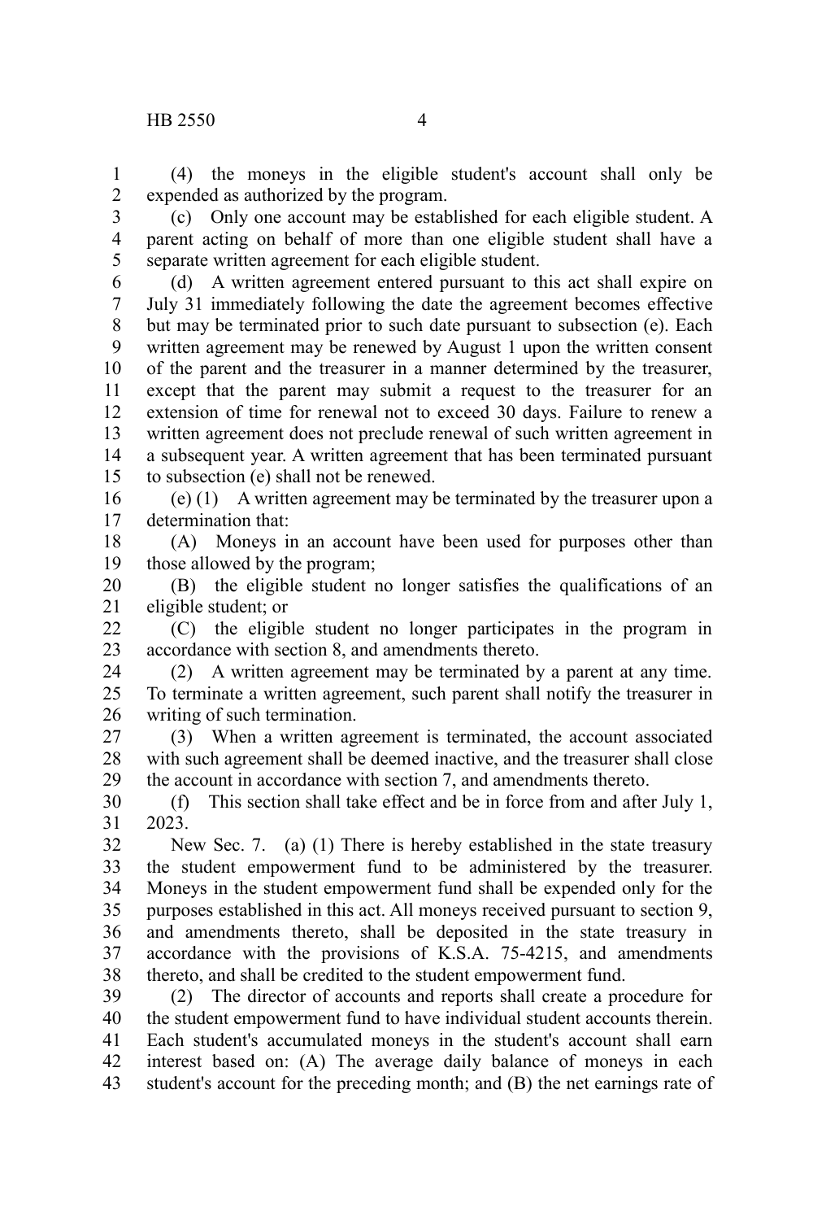(4) the moneys in the eligible student's account shall only be expended as authorized by the program.

(c) Only one account may be established for each eligible student. A parent acting on behalf of more than one eligible student shall have a separate written agreement for each eligible student.

(d) A written agreement entered pursuant to this act shall expire on July 31 immediately following the date the agreement becomes effective but may be terminated prior to such date pursuant to subsection (e). Each written agreement may be renewed by August 1 upon the written consent of the parent and the treasurer in a manner determined by the treasurer, except that the parent may submit a request to the treasurer for an extension of time for renewal not to exceed 30 days. Failure to renew a written agreement does not preclude renewal of such written agreement in a subsequent year. A written agreement that has been terminated pursuant to subsection (e) shall not be renewed.

(e) (1) A written agreement may be terminated by the treasurer upon a determination that:

(A) Moneys in an account have been used for purposes other than those allowed by the program;

(B) the eligible student no longer satisfies the qualifications of an eligible student; or

(C) the eligible student no longer participates in the program in accordance with section 8, and amendments thereto.

(2) A written agreement may be terminated by a parent at any time. To terminate a written agreement, such parent shall notify the treasurer in writing of such termination.

(3) When a written agreement is terminated, the account associated with such agreement shall be deemed inactive, and the treasurer shall close the account in accordance with section 7, and amendments thereto.

(f) This section shall take effect and be in force from and after July 1, 2023.

New Sec. 7. (a) (1) There is hereby established in the state treasury the student empowerment fund to be administered by the treasurer. Moneys in the student empowerment fund shall be expended only for the purposes established in this act. All moneys received pursuant to section 9, and amendments thereto, shall be deposited in the state treasury in accordance with the provisions of K.S.A. 75-4215, and amendments thereto, and shall be credited to the student empowerment fund.

(2) The director of accounts and reports shall create a procedure for the student empowerment fund to have individual student accounts therein. Each student's accumulated moneys in the student's account shall earn interest based on: (A) The average daily balance of moneys in each student's account for the preceding month; and (B) the net earnings rate of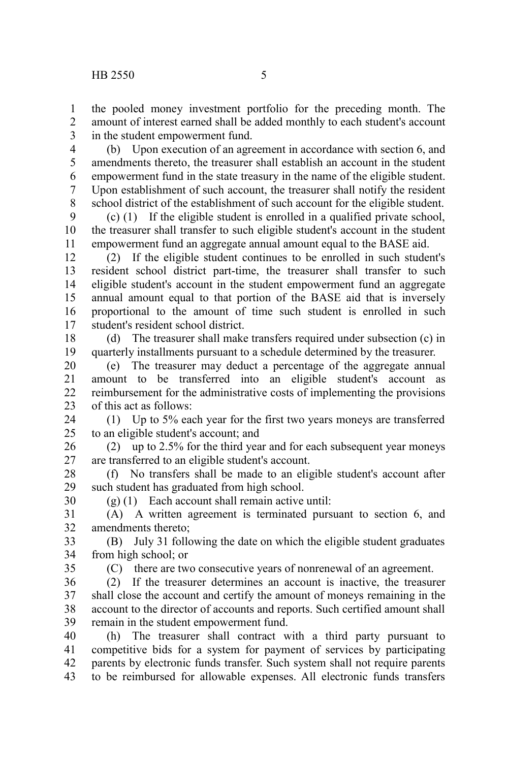the pooled money investment portfolio for the preceding month. The amount of interest earned shall be added monthly to each student's account in the student empowerment fund.

(b) Upon execution of an agreement in accordance with section 6, and amendments thereto, the treasurer shall establish an account in the student empowerment fund in the state treasury in the name of the eligible student. Upon establishment of such account, the treasurer shall notify the resident school district of the establishment of such account for the eligible student.

(c) (1) If the eligible student is enrolled in a qualified private school, the treasurer shall transfer to such eligible student's account in the student empowerment fund an aggregate annual amount equal to the BASE aid.

(2) If the eligible student continues to be enrolled in such student's resident school district part-time, the treasurer shall transfer to such eligible student's account in the student empowerment fund an aggregate annual amount equal to that portion of the BASE aid that is inversely proportional to the amount of time such student is enrolled in such student's resident school district.

(d) The treasurer shall make transfers required under subsection (c) in quarterly installments pursuant to a schedule determined by the treasurer.

(e) The treasurer may deduct a percentage of the aggregate annual amount to be transferred into an eligible student's account as reimbursement for the administrative costs of implementing the provisions of this act as follows:

(1) Up to 5% each year for the first two years moneys are transferred to an eligible student's account; and

(2) up to 2.5% for the third year and for each subsequent year moneys are transferred to an eligible student's account.

(f) No transfers shall be made to an eligible student's account after such student has graduated from high school.

(g) (1) Each account shall remain active until:

(A) A written agreement is terminated pursuant to section 6, and amendments thereto;

(B) July 31 following the date on which the eligible student graduates from high school; or

(C) there are two consecutive years of nonrenewal of an agreement.

(2) If the treasurer determines an account is inactive, the treasurer shall close the account and certify the amount of moneys remaining in the account to the director of accounts and reports. Such certified amount shall remain in the student empowerment fund.

(h) The treasurer shall contract with a third party pursuant to competitive bids for a system for payment of services by participating parents by electronic funds transfer. Such system shall not require parents to be reimbursed for allowable expenses. All electronic funds transfers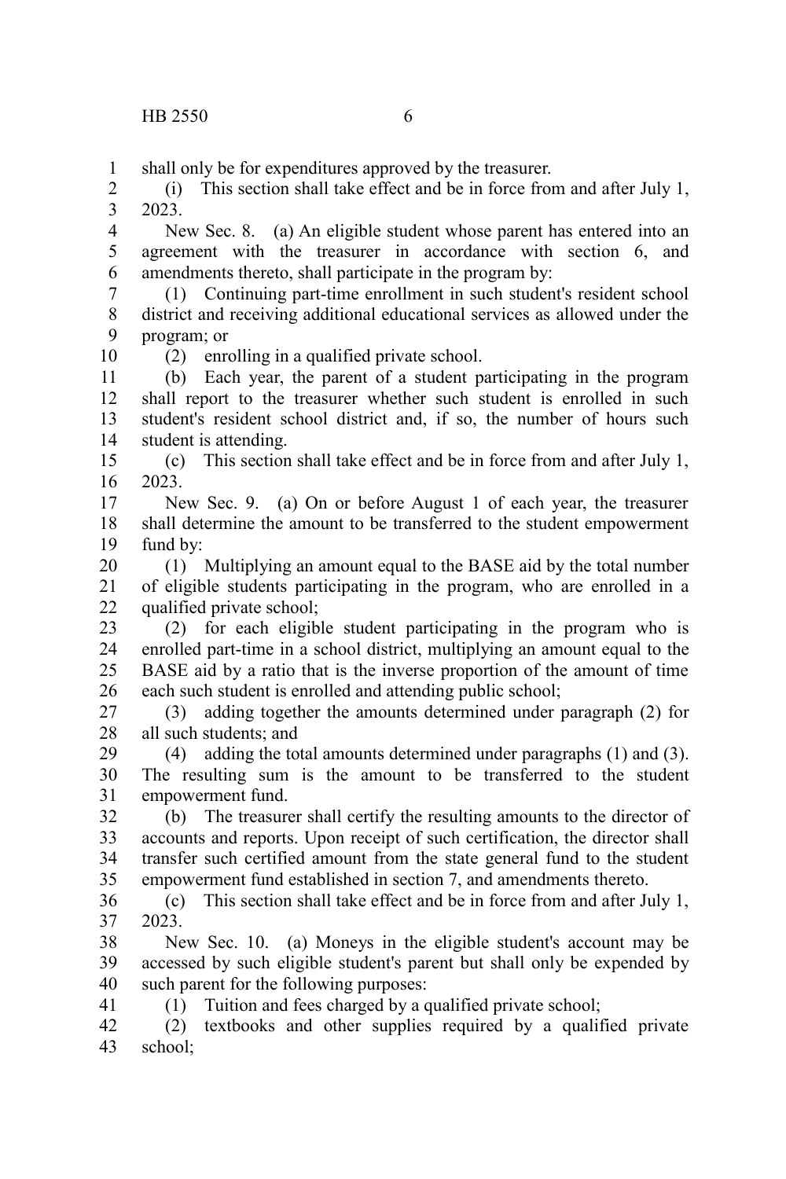shall only be for expenditures approved by the treasurer.

(i) This section shall take effect and be in force from and after July 1, 2023.

New Sec. 8. (a) An eligible student whose parent has entered into an agreement with the treasurer in accordance with section 6, and amendments thereto, shall participate in the program by:

(1) Continuing part-time enrollment in such student's resident school district and receiving additional educational services as allowed under the program; or

(2) enrolling in a qualified private school.

(b) Each year, the parent of a student participating in the program shall report to the treasurer whether such student is enrolled in such student's resident school district and, if so, the number of hours such student is attending.

(c) This section shall take effect and be in force from and after July 1, 2023.

New Sec. 9. (a) On or before August 1 of each year, the treasurer shall determine the amount to be transferred to the student empowerment fund by:

(1) Multiplying an amount equal to the BASE aid by the total number of eligible students participating in the program, who are enrolled in a qualified private school;

(2) for each eligible student participating in the program who is enrolled part-time in a school district, multiplying an amount equal to the BASE aid by a ratio that is the inverse proportion of the amount of time each such student is enrolled and attending public school;

(3) adding together the amounts determined under paragraph (2) for all such students; and

(4) adding the total amounts determined under paragraphs (1) and (3). The resulting sum is the amount to be transferred to the student empowerment fund.

(b) The treasurer shall certify the resulting amounts to the director of accounts and reports. Upon receipt of such certification, the director shall transfer such certified amount from the state general fund to the student empowerment fund established in section 7, and amendments thereto.

(c) This section shall take effect and be in force from and after July 1, 2023.

New Sec. 10. (a) Moneys in the eligible student's account may be accessed by such eligible student's parent but shall only be expended by such parent for the following purposes:

(1) Tuition and fees charged by a qualified private school;

(2) textbooks and other supplies required by a qualified private school;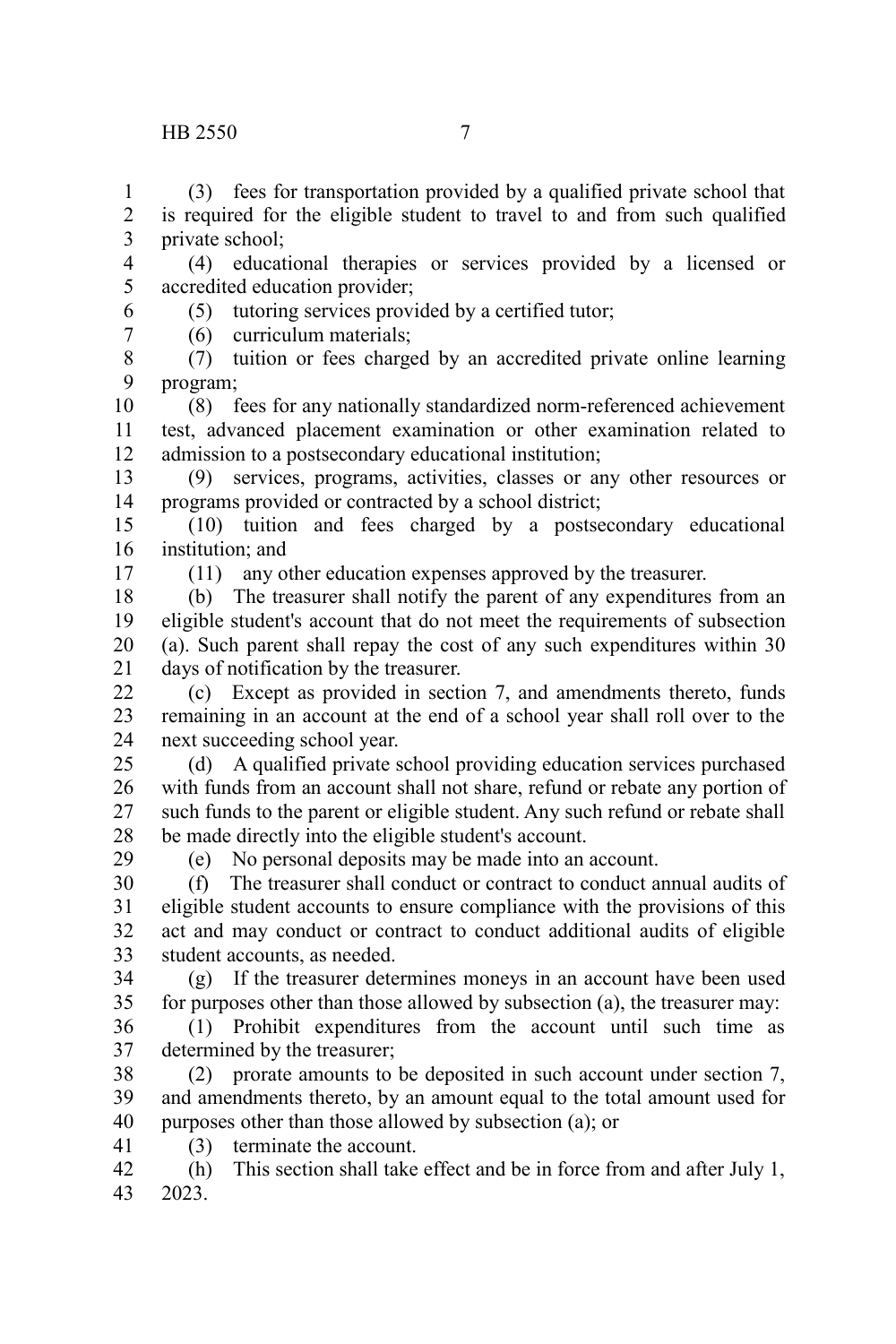(3) fees for transportation provided by a qualified private school that is required for the eligible student to travel to and from such qualified private school;

(4) educational therapies or services provided by a licensed or accredited education provider;

(5) tutoring services provided by a certified tutor;

(6) curriculum materials;

(7) tuition or fees charged by an accredited private online learning program;

(8) fees for any nationally standardized norm-referenced achievement test, advanced placement examination or other examination related to admission to a postsecondary educational institution;

(9) services, programs, activities, classes or any other resources or programs provided or contracted by a school district;

(10) tuition and fees charged by a postsecondary educational institution; and

(11) any other education expenses approved by the treasurer.

(b) The treasurer shall notify the parent of any expenditures from an eligible student's account that do not meet the requirements of subsection (a). Such parent shall repay the cost of any such expenditures within 30 days of notification by the treasurer.

(c) Except as provided in section 7, and amendments thereto, funds remaining in an account at the end of a school year shall roll over to the next succeeding school year.

(d) A qualified private school providing education services purchased with funds from an account shall not share, refund or rebate any portion of such funds to the parent or eligible student. Any such refund or rebate shall be made directly into the eligible student's account.

(e) No personal deposits may be made into an account.

(f) The treasurer shall conduct or contract to conduct annual audits of eligible student accounts to ensure compliance with the provisions of this act and may conduct or contract to conduct additional audits of eligible student accounts, as needed.

(g) If the treasurer determines moneys in an account have been used for purposes other than those allowed by subsection (a), the treasurer may:

(1) Prohibit expenditures from the account until such time as determined by the treasurer;

(2) prorate amounts to be deposited in such account under section 7, and amendments thereto, by an amount equal to the total amount used for purposes other than those allowed by subsection (a); or

(3) terminate the account.

(h) This section shall take effect and be in force from and after July 1, 2023.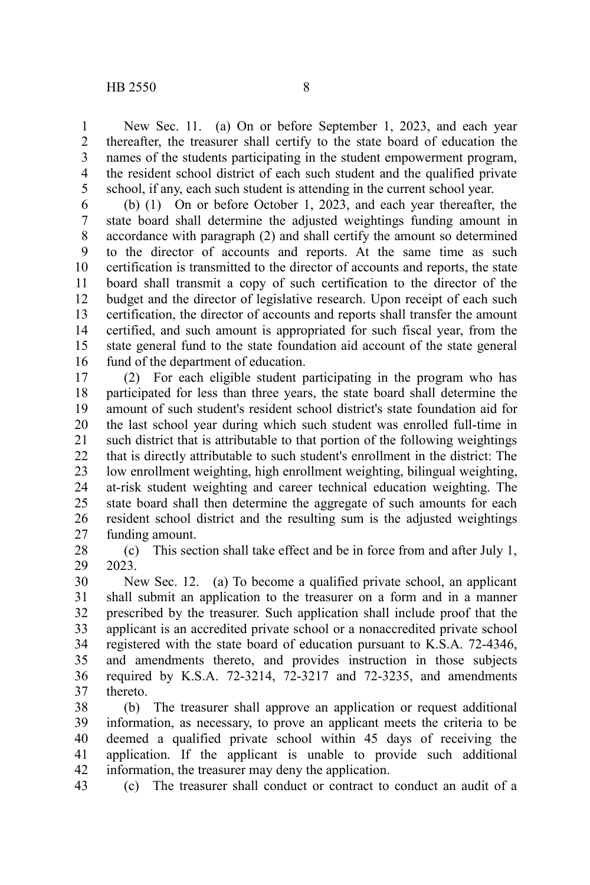New Sec. 11. (a) On or before September 1, 2023, and each year thereafter, the treasurer shall certify to the state board of education the names of the students participating in the student empowerment program, the resident school district of each such student and the qualified private school, if any, each such student is attending in the current school year.

(b) (1) On or before October 1, 2023, and each year thereafter, the state board shall determine the adjusted weightings funding amount in accordance with paragraph (2) and shall certify the amount so determined to the director of accounts and reports. At the same time as such certification is transmitted to the director of accounts and reports, the state board shall transmit a copy of such certification to the director of the budget and the director of legislative research. Upon receipt of each such certification, the director of accounts and reports shall transfer the amount certified, and such amount is appropriated for such fiscal year, from the state general fund to the state foundation aid account of the state general fund of the department of education.

(2) For each eligible student participating in the program who has participated for less than three years, the state board shall determine the amount of such student's resident school district's state foundation aid for the last school year during which such student was enrolled full-time in such district that is attributable to that portion of the following weightings that is directly attributable to such student's enrollment in the district: The low enrollment weighting, high enrollment weighting, bilingual weighting, at-risk student weighting and career technical education weighting. The state board shall then determine the aggregate of such amounts for each resident school district and the resulting sum is the adjusted weightings funding amount.

(c) This section shall take effect and be in force from and after July 1, 2023.

New Sec. 12. (a) To become a qualified private school, an applicant shall submit an application to the treasurer on a form and in a manner prescribed by the treasurer. Such application shall include proof that the applicant is an accredited private school or a nonaccredited private school registered with the state board of education pursuant to K.S.A. 72-4346, and amendments thereto, and provides instruction in those subjects required by K.S.A. 72-3214, 72-3217 and 72-3235, and amendments thereto.

(b) The treasurer shall approve an application or request additional information, as necessary, to prove an applicant meets the criteria to be deemed a qualified private school within 45 days of receiving the application. If the applicant is unable to provide such additional information, the treasurer may deny the application.

(c) The treasurer shall conduct or contract to conduct an audit of a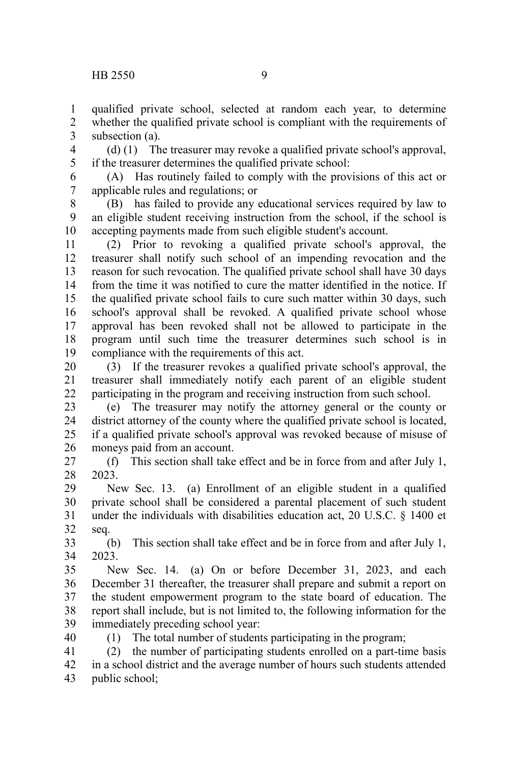qualified private school, selected at random each year, to determine whether the qualified private school is compliant with the requirements of subsection (a).

(d) (1) The treasurer may revoke a qualified private school's approval, if the treasurer determines the qualified private school:

(A) Has routinely failed to comply with the provisions of this act or applicable rules and regulations; or

(B) has failed to provide any educational services required by law to an eligible student receiving instruction from the school, if the school is accepting payments made from such eligible student's account.

(2) Prior to revoking a qualified private school's approval, the treasurer shall notify such school of an impending revocation and the reason for such revocation. The qualified private school shall have 30 days from the time it was notified to cure the matter identified in the notice. If the qualified private school fails to cure such matter within 30 days, such school's approval shall be revoked. A qualified private school whose approval has been revoked shall not be allowed to participate in the program until such time the treasurer determines such school is in compliance with the requirements of this act.

(3) If the treasurer revokes a qualified private school's approval, the treasurer shall immediately notify each parent of an eligible student participating in the program and receiving instruction from such school.

(e) The treasurer may notify the attorney general or the county or district attorney of the county where the qualified private school is located, if a qualified private school's approval was revoked because of misuse of moneys paid from an account.

(f) This section shall take effect and be in force from and after July 1, 2023.

New Sec. 13. (a) Enrollment of an eligible student in a qualified private school shall be considered a parental placement of such student under the individuals with disabilities education act, 20 U.S.C. § 1400 et seq.

(b) This section shall take effect and be in force from and after July 1, 2023.

New Sec. 14. (a) On or before December 31, 2023, and each December 31 thereafter, the treasurer shall prepare and submit a report on the student empowerment program to the state board of education. The report shall include, but is not limited to, the following information for the immediately preceding school year:

(1) The total number of students participating in the program;

(2) the number of participating students enrolled on a part-time basis in a school district and the average number of hours such students attended public school;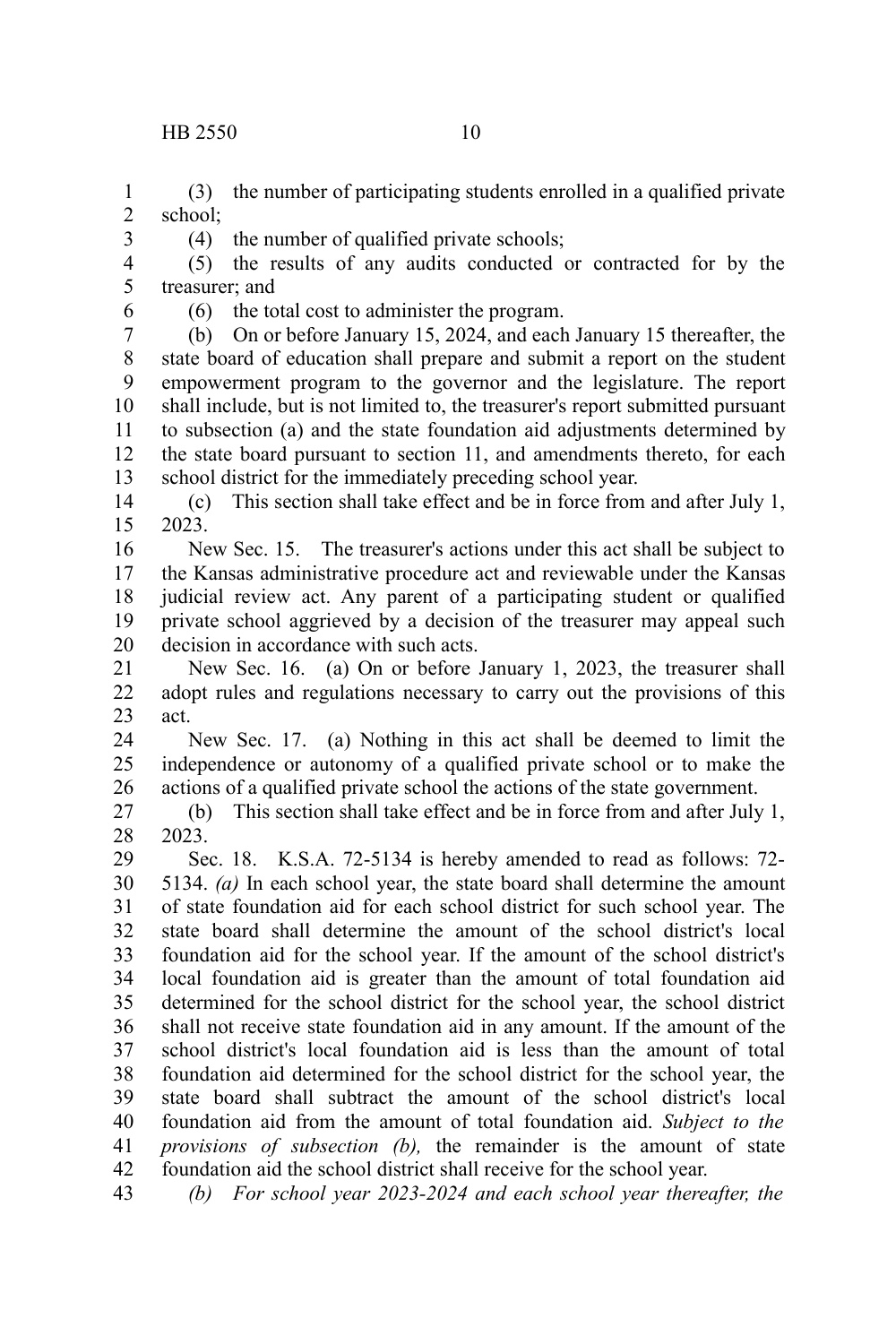(3) the number of participating students enrolled in a qualified private school;

(4) the number of qualified private schools;

(5) the results of any audits conducted or contracted for by the treasurer; and

(6) the total cost to administer the program.

(b) On or before January 15, 2024, and each January 15 thereafter, the state board of education shall prepare and submit a report on the student empowerment program to the governor and the legislature. The report shall include, but is not limited to, the treasurer's report submitted pursuant to subsection (a) and the state foundation aid adjustments determined by the state board pursuant to section 11, and amendments thereto, for each school district for the immediately preceding school year.

(c) This section shall take effect and be in force from and after July 1, 2023.

New Sec. 15. The treasurer's actions under this act shall be subject to the Kansas administrative procedure act and reviewable under the Kansas judicial review act. Any parent of a participating student or qualified private school aggrieved by a decision of the treasurer may appeal such decision in accordance with such acts.

New Sec. 16. (a) On or before January 1, 2023, the treasurer shall adopt rules and regulations necessary to carry out the provisions of this act.

New Sec. 17. (a) Nothing in this act shall be deemed to limit the independence or autonomy of a qualified private school or to make the actions of a qualified private school the actions of the state government.

(b) This section shall take effect and be in force from and after July 1, 2023.

Sec. 18. K.S.A. 72-5134 is hereby amended to read as follows: 72-5134. *(a)* In each school year, the state board shall determine the amount of state foundation aid for each school district for such school year. The state board shall determine the amount of the school district's local foundation aid for the school year. If the amount of the school district's local foundation aid is greater than the amount of total foundation aid determined for the school district for the school year, the school district shall not receive state foundation aid in any amount. If the amount of the school district's local foundation aid is less than the amount of total foundation aid determined for the school district for the school year, the state board shall subtract the amount of the school district's local foundation aid from the amount of total foundation aid. *Subject to the provisions of subsection (b),* the remainder is the amount of state foundation aid the school district shall receive for the school year.

*(b) For school year 2023-2024 and each school year thereafter, the*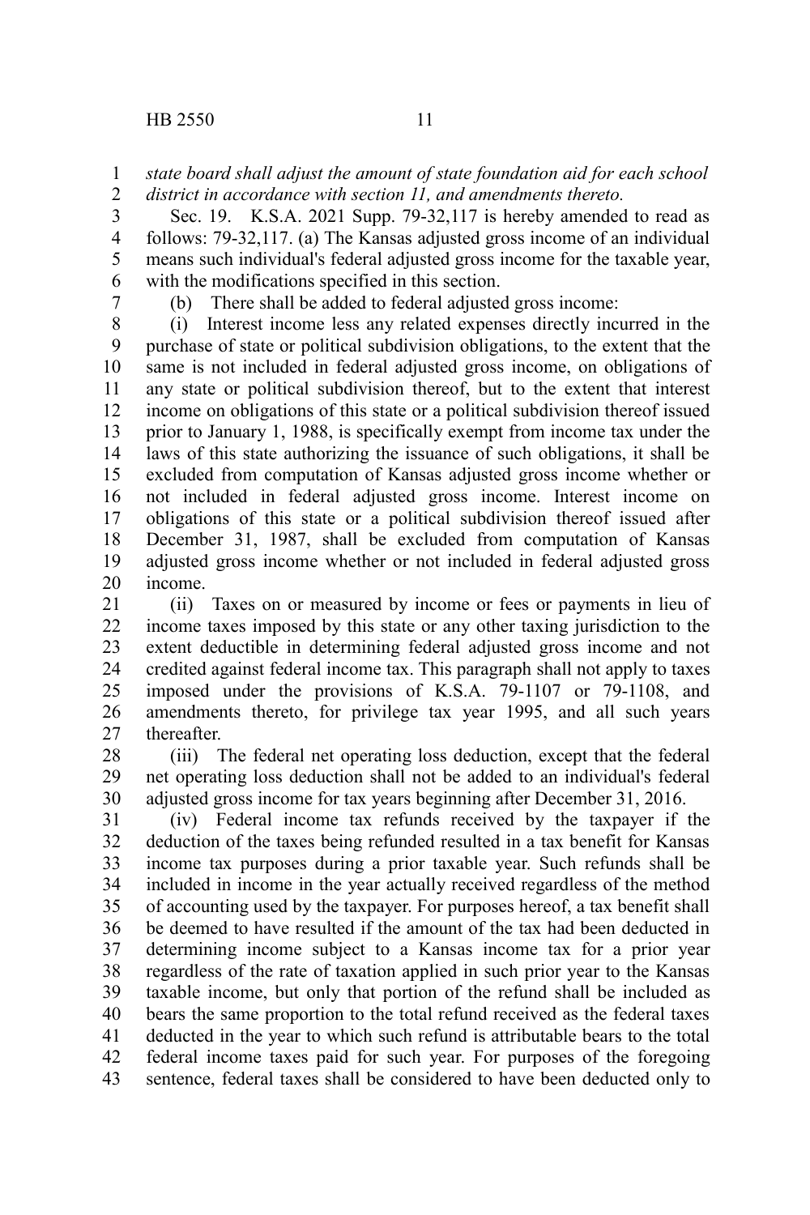*state board shall adjust the amount of state foundation aid for each school district in accordance with section 11, and amendments thereto.*

Sec. 19. K.S.A. 2021 Supp. 79-32,117 is hereby amended to read as follows: 79-32,117. (a) The Kansas adjusted gross income of an individual means such individual's federal adjusted gross income for the taxable year, with the modifications specified in this section.

(b) There shall be added to federal adjusted gross income:

(i) Interest income less any related expenses directly incurred in the purchase of state or political subdivision obligations, to the extent that the same is not included in federal adjusted gross income, on obligations of any state or political subdivision thereof, but to the extent that interest income on obligations of this state or a political subdivision thereof issued prior to January 1, 1988, is specifically exempt from income tax under the laws of this state authorizing the issuance of such obligations, it shall be excluded from computation of Kansas adjusted gross income whether or not included in federal adjusted gross income. Interest income on obligations of this state or a political subdivision thereof issued after December 31, 1987, shall be excluded from computation of Kansas adjusted gross income whether or not included in federal adjusted gross income.

(ii) Taxes on or measured by income or fees or payments in lieu of income taxes imposed by this state or any other taxing jurisdiction to the extent deductible in determining federal adjusted gross income and not credited against federal income tax. This paragraph shall not apply to taxes imposed under the provisions of K.S.A. 79-1107 or 79-1108, and amendments thereto, for privilege tax year 1995, and all such years thereafter.

(iii) The federal net operating loss deduction, except that the federal net operating loss deduction shall not be added to an individual's federal adjusted gross income for tax years beginning after December 31, 2016.

(iv) Federal income tax refunds received by the taxpayer if the deduction of the taxes being refunded resulted in a tax benefit for Kansas income tax purposes during a prior taxable year. Such refunds shall be included in income in the year actually received regardless of the method of accounting used by the taxpayer. For purposes hereof, a tax benefit shall be deemed to have resulted if the amount of the tax had been deducted in determining income subject to a Kansas income tax for a prior year regardless of the rate of taxation applied in such prior year to the Kansas taxable income, but only that portion of the refund shall be included as bears the same proportion to the total refund received as the federal taxes deducted in the year to which such refund is attributable bears to the total federal income taxes paid for such year. For purposes of the foregoing sentence, federal taxes shall be considered to have been deducted only to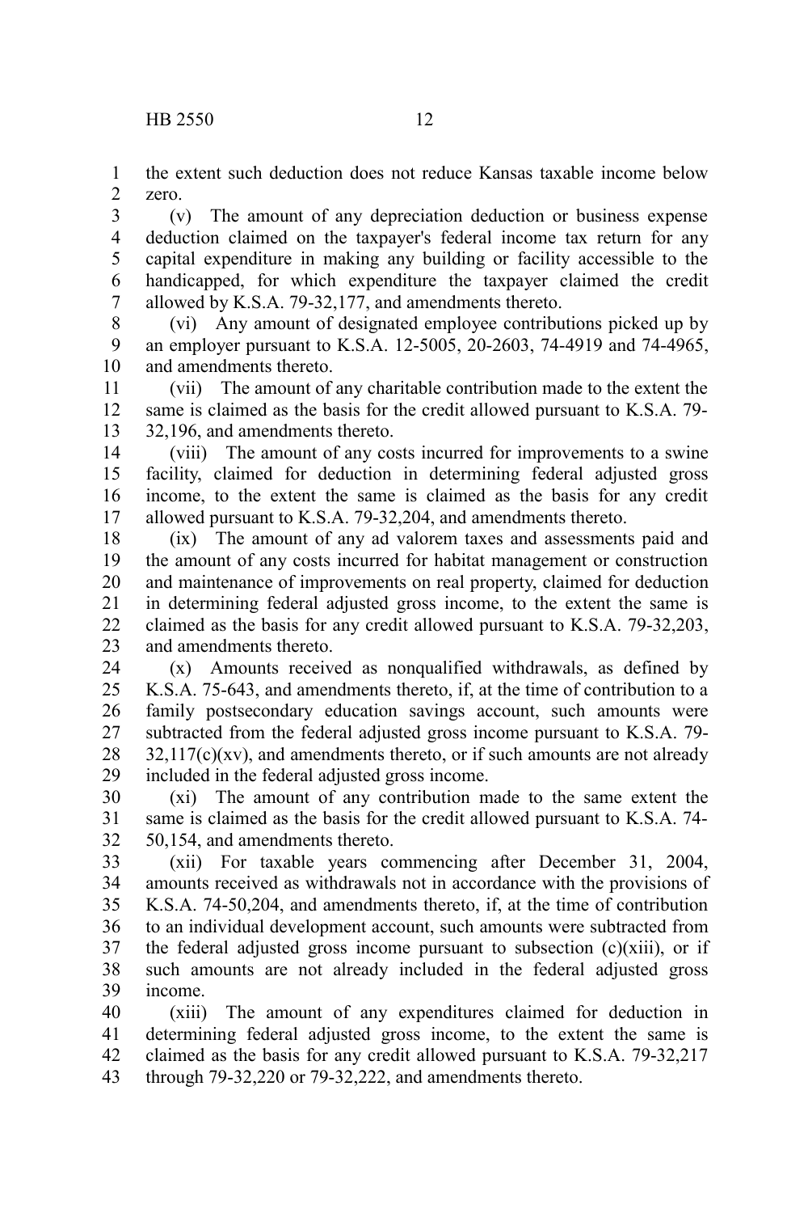the extent such deduction does not reduce Kansas taxable income below zero.

(v) The amount of any depreciation deduction or business expense deduction claimed on the taxpayer's federal income tax return for any capital expenditure in making any building or facility accessible to the handicapped, for which expenditure the taxpayer claimed the credit allowed by K.S.A. 79-32,177, and amendments thereto.

(vi) Any amount of designated employee contributions picked up by an employer pursuant to K.S.A. 12-5005, 20-2603, 74-4919 and 74-4965, and amendments thereto.

(vii) The amount of any charitable contribution made to the extent the same is claimed as the basis for the credit allowed pursuant to K.S.A. 79-32,196, and amendments thereto.

(viii) The amount of any costs incurred for improvements to a swine facility, claimed for deduction in determining federal adjusted gross income, to the extent the same is claimed as the basis for any credit allowed pursuant to K.S.A. 79-32,204, and amendments thereto.

(ix) The amount of any ad valorem taxes and assessments paid and the amount of any costs incurred for habitat management or construction and maintenance of improvements on real property, claimed for deduction in determining federal adjusted gross income, to the extent the same is claimed as the basis for any credit allowed pursuant to K.S.A. 79-32,203, and amendments thereto.

(x) Amounts received as nonqualified withdrawals, as defined by K.S.A. 75-643, and amendments thereto, if, at the time of contribution to a family postsecondary education savings account, such amounts were subtracted from the federal adjusted gross income pursuant to K.S.A. 79-32,117(c)(xv), and amendments thereto, or if such amounts are not already included in the federal adjusted gross income.

(xi) The amount of any contribution made to the same extent the same is claimed as the basis for the credit allowed pursuant to K.S.A. 74-50,154, and amendments thereto.

(xii) For taxable years commencing after December 31, 2004, amounts received as withdrawals not in accordance with the provisions of K.S.A. 74-50,204, and amendments thereto, if, at the time of contribution to an individual development account, such amounts were subtracted from the federal adjusted gross income pursuant to subsection (c)(xiii), or if such amounts are not already included in the federal adjusted gross income.

(xiii) The amount of any expenditures claimed for deduction in determining federal adjusted gross income, to the extent the same is claimed as the basis for any credit allowed pursuant to K.S.A. 79-32,217 through 79-32,220 or 79-32,222, and amendments thereto.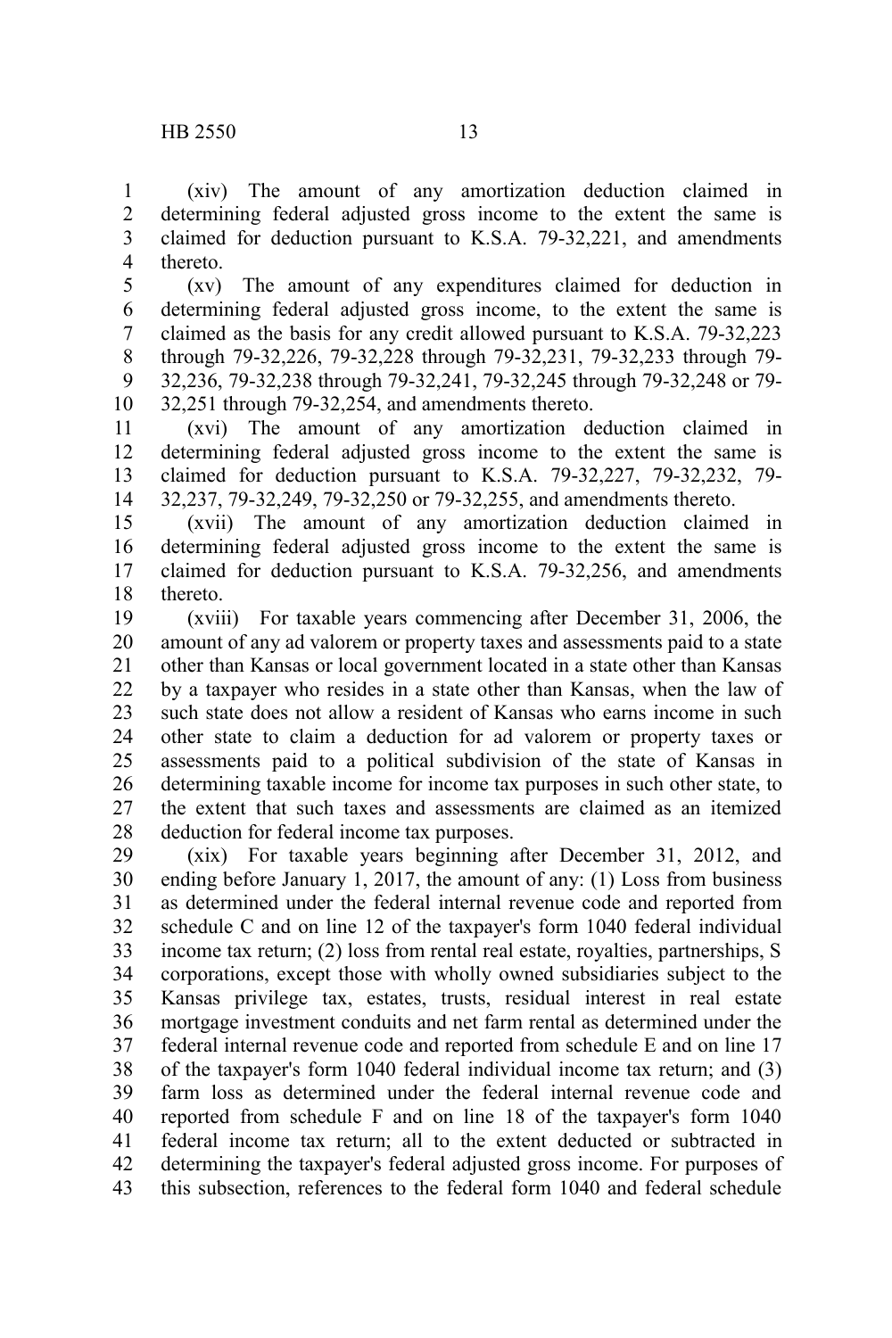(xiv) The amount of any amortization deduction claimed in determining federal adjusted gross income to the extent the same is claimed for deduction pursuant to K.S.A. 79-32,221, and amendments thereto.

(xv) The amount of any expenditures claimed for deduction in determining federal adjusted gross income, to the extent the same is claimed as the basis for any credit allowed pursuant to K.S.A. 79-32,223 through 79-32,226, 79-32,228 through 79-32,231, 79-32,233 through 79-32,236, 79-32,238 through 79-32,241, 79-32,245 through 79-32,248 or 79-32,251 through 79-32,254, and amendments thereto.

(xvi) The amount of any amortization deduction claimed in determining federal adjusted gross income to the extent the same is claimed for deduction pursuant to K.S.A. 79-32,227, 79-32,232, 79-32,237, 79-32,249, 79-32,250 or 79-32,255, and amendments thereto.

(xvii) The amount of any amortization deduction claimed in determining federal adjusted gross income to the extent the same is claimed for deduction pursuant to K.S.A. 79-32,256, and amendments thereto.

(xviii) For taxable years commencing after December 31, 2006, the amount of any ad valorem or property taxes and assessments paid to a state other than Kansas or local government located in a state other than Kansas by a taxpayer who resides in a state other than Kansas, when the law of such state does not allow a resident of Kansas who earns income in such other state to claim a deduction for ad valorem or property taxes or assessments paid to a political subdivision of the state of Kansas in determining taxable income for income tax purposes in such other state, to the extent that such taxes and assessments are claimed as an itemized deduction for federal income tax purposes.

(xix) For taxable years beginning after December 31, 2012, and ending before January 1, 2017, the amount of any: (1) Loss from business as determined under the federal internal revenue code and reported from schedule C and on line 12 of the taxpayer's form 1040 federal individual income tax return; (2) loss from rental real estate, royalties, partnerships, S corporations, except those with wholly owned subsidiaries subject to the Kansas privilege tax, estates, trusts, residual interest in real estate mortgage investment conduits and net farm rental as determined under the federal internal revenue code and reported from schedule E and on line 17 of the taxpayer's form 1040 federal individual income tax return; and (3) farm loss as determined under the federal internal revenue code and reported from schedule F and on line 18 of the taxpayer's form 1040 federal income tax return; all to the extent deducted or subtracted in determining the taxpayer's federal adjusted gross income. For purposes of this subsection, references to the federal form 1040 and federal schedule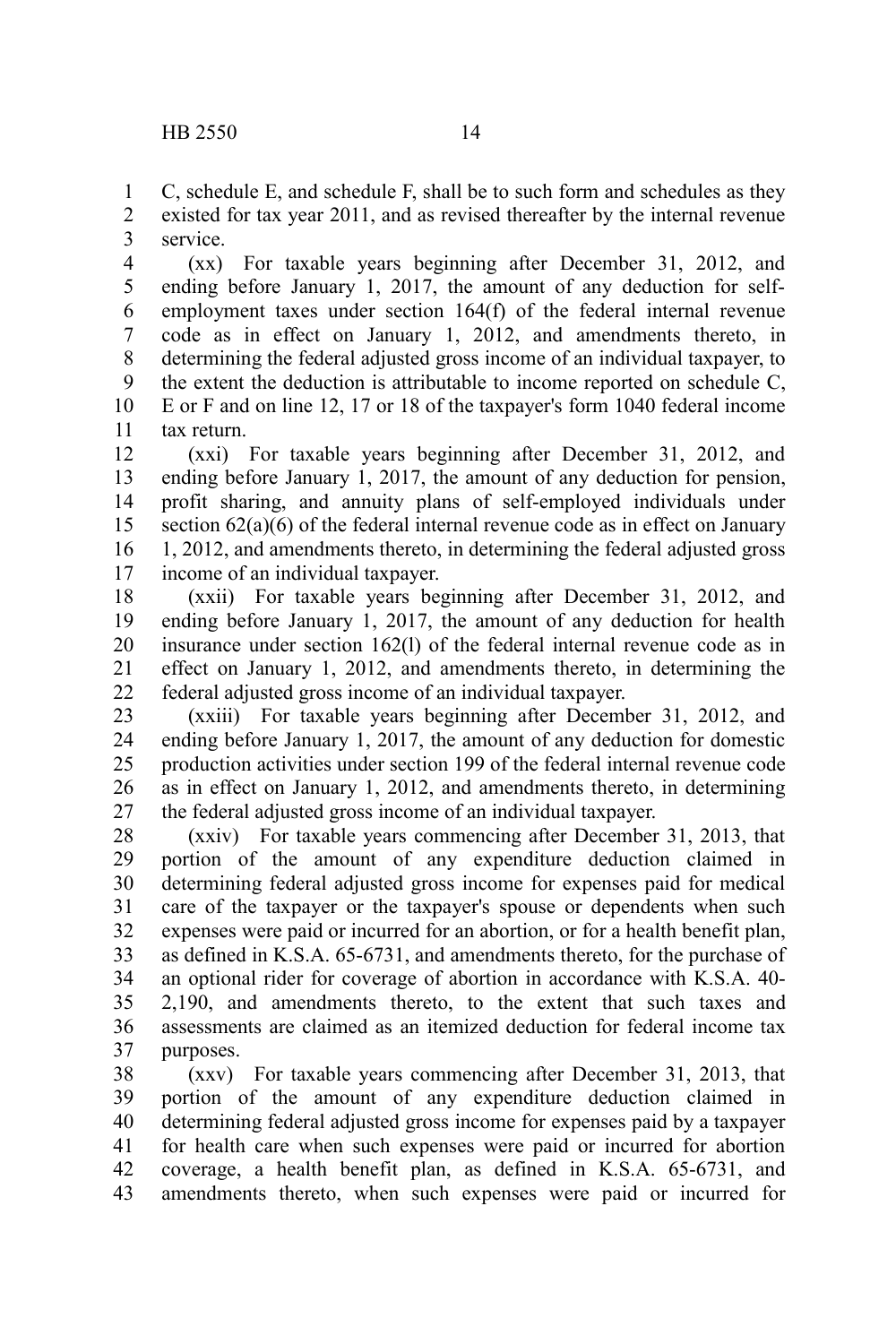C, schedule E, and schedule F, shall be to such form and schedules as they existed for tax year 2011, and as revised thereafter by the internal revenue service.

(xx) For taxable years beginning after December 31, 2012, and ending before January 1, 2017, the amount of any deduction for self-employment taxes under section 164(f) of the federal internal revenue code as in effect on January 1, 2012, and amendments thereto, in determining the federal adjusted gross income of an individual taxpayer, to the extent the deduction is attributable to income reported on schedule C, E or F and on line 12, 17 or 18 of the taxpayer's form 1040 federal income tax return.

(xxi) For taxable years beginning after December 31, 2012, and ending before January 1, 2017, the amount of any deduction for pension, profit sharing, and annuity plans of self-employed individuals under section 62(a)(6) of the federal internal revenue code as in effect on January 1, 2012, and amendments thereto, in determining the federal adjusted gross income of an individual taxpayer.

(xxii) For taxable years beginning after December 31, 2012, and ending before January 1, 2017, the amount of any deduction for health insurance under section 162(l) of the federal internal revenue code as in effect on January 1, 2012, and amendments thereto, in determining the federal adjusted gross income of an individual taxpayer.

(xxiii) For taxable years beginning after December 31, 2012, and ending before January 1, 2017, the amount of any deduction for domestic production activities under section 199 of the federal internal revenue code as in effect on January 1, 2012, and amendments thereto, in determining the federal adjusted gross income of an individual taxpayer.

(xxiv) For taxable years commencing after December 31, 2013, that portion of the amount of any expenditure deduction claimed in determining federal adjusted gross income for expenses paid for medical care of the taxpayer or the taxpayer's spouse or dependents when such expenses were paid or incurred for an abortion, or for a health benefit plan, as defined in K.S.A. 65-6731, and amendments thereto, for the purchase of an optional rider for coverage of abortion in accordance with K.S.A. 40-2,190, and amendments thereto, to the extent that such taxes and assessments are claimed as an itemized deduction for federal income tax purposes.

(xxv) For taxable years commencing after December 31, 2013, that portion of the amount of any expenditure deduction claimed in determining federal adjusted gross income for expenses paid by a taxpayer for health care when such expenses were paid or incurred for abortion coverage, a health benefit plan, as defined in K.S.A. 65-6731, and amendments thereto, when such expenses were paid or incurred for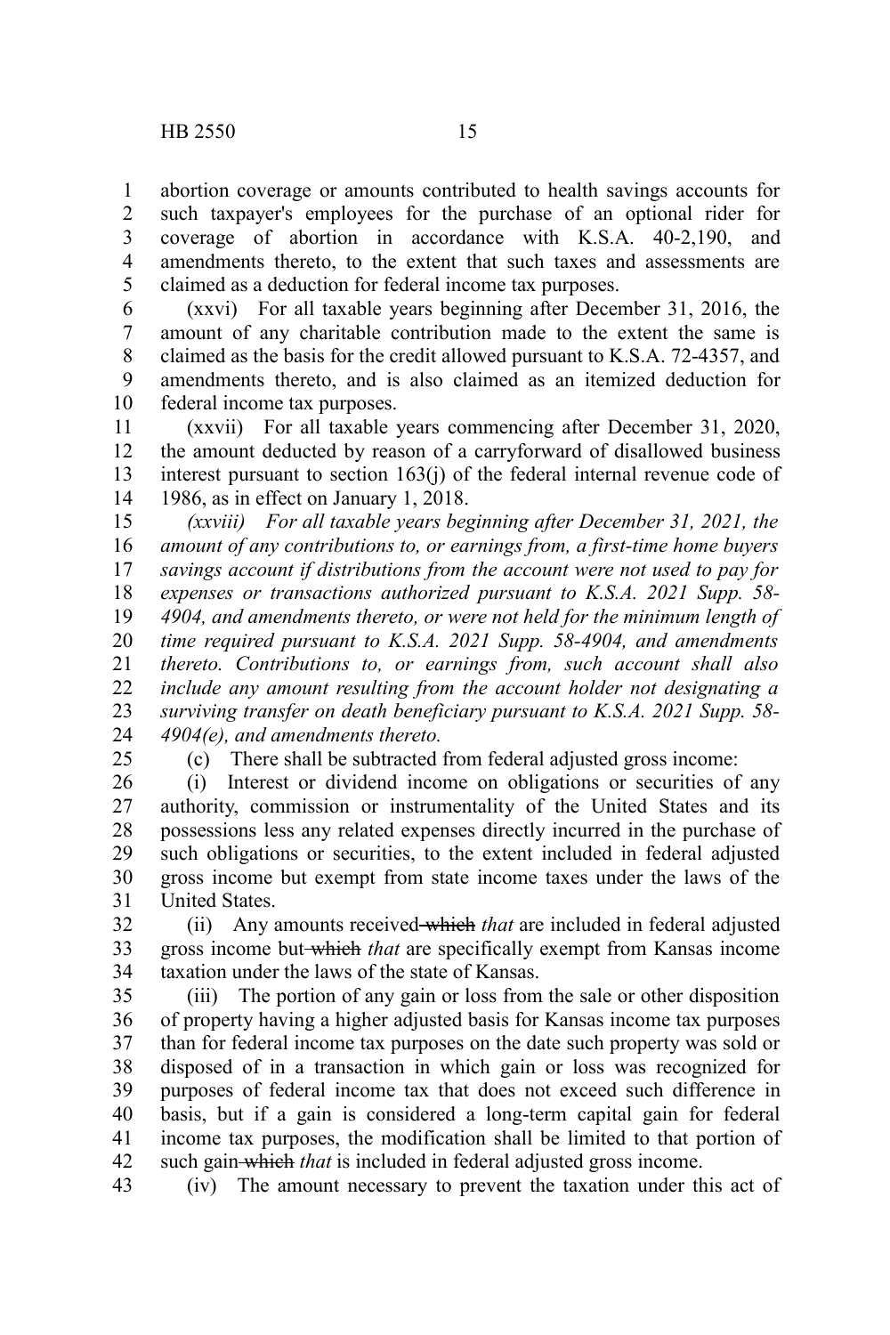abortion coverage or amounts contributed to health savings accounts for such taxpayer's employees for the purchase of an optional rider for coverage of abortion in accordance with K.S.A. 40-2,190, and amendments thereto, to the extent that such taxes and assessments are claimed as a deduction for federal income tax purposes.

(xxvi) For all taxable years beginning after December 31, 2016, the amount of any charitable contribution made to the extent the same is claimed as the basis for the credit allowed pursuant to K.S.A. 72-4357, and amendments thereto, and is also claimed as an itemized deduction for federal income tax purposes.

(xxvii) For all taxable years commencing after December 31, 2020, the amount deducted by reason of a carryforward of disallowed business interest pursuant to section 163(j) of the federal internal revenue code of 1986, as in effect on January 1, 2018.

*(xxviii) For all taxable years beginning after December 31, 2021, the amount of any contributions to, or earnings from, a first-time home buyers savings account if distributions from the account were not used to pay for expenses or transactions authorized pursuant to K.S.A. 2021 Supp. 58-4904, and amendments thereto, or were not held for the minimum length of time required pursuant to K.S.A. 2021 Supp. 58-4904, and amendments thereto. Contributions to, or earnings from, such account shall also include any amount resulting from the account holder not designating a surviving transfer on death beneficiary pursuant to K.S.A. 2021 Supp. 58-4904(e), and amendments thereto.*

(c) There shall be subtracted from federal adjusted gross income:

(i) Interest or dividend income on obligations or securities of any authority, commission or instrumentality of the United States and its possessions less any related expenses directly incurred in the purchase of such obligations or securities, to the extent included in federal adjusted gross income but exempt from state income taxes under the laws of the United States.

(ii) Any amounts received ~~which~~ *that* are included in federal adjusted gross income but ~~which~~ *that* are specifically exempt from Kansas income taxation under the laws of the state of Kansas.

(iii) The portion of any gain or loss from the sale or other disposition of property having a higher adjusted basis for Kansas income tax purposes than for federal income tax purposes on the date such property was sold or disposed of in a transaction in which gain or loss was recognized for purposes of federal income tax that does not exceed such difference in basis, but if a gain is considered a long-term capital gain for federal income tax purposes, the modification shall be limited to that portion of such gain ~~which~~ *that* is included in federal adjusted gross income.

(iv) The amount necessary to prevent the taxation under this act of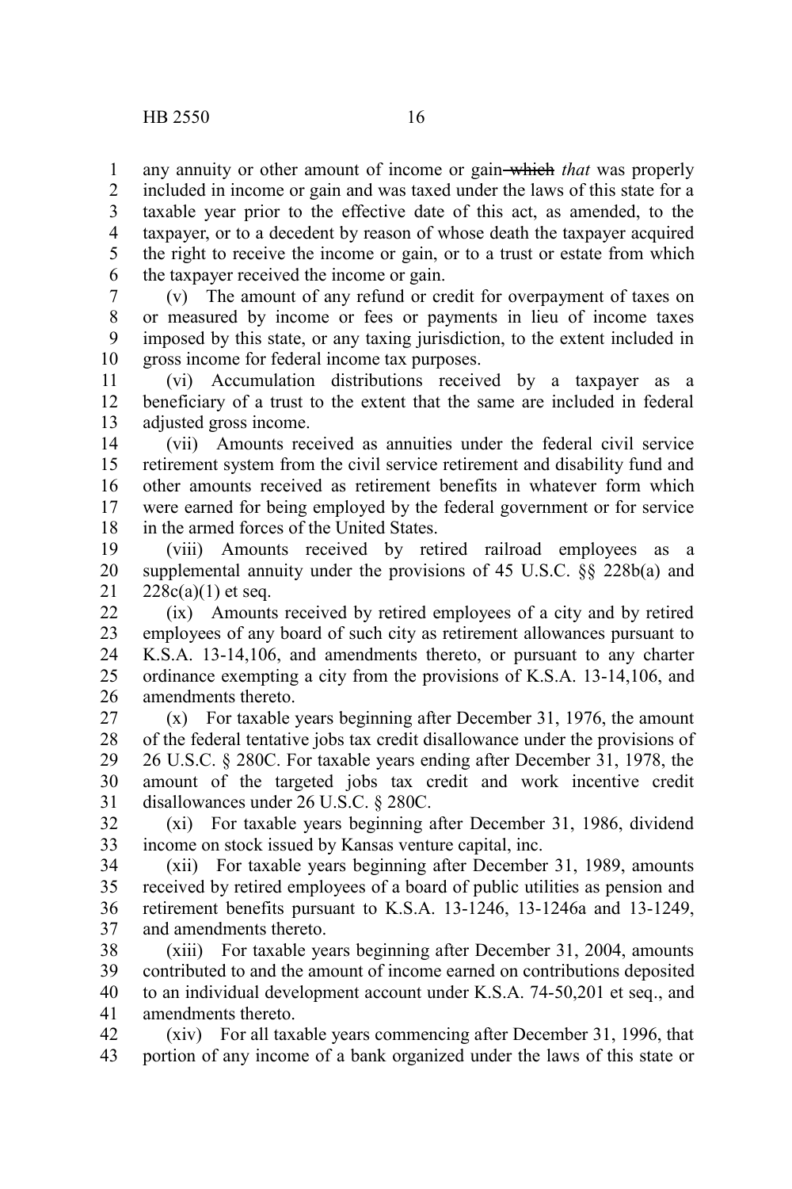any annuity or other amount of income or gain ~~which~~ *that* was properly included in income or gain and was taxed under the laws of this state for a taxable year prior to the effective date of this act, as amended, to the taxpayer, or to a decedent by reason of whose death the taxpayer acquired the right to receive the income or gain, or to a trust or estate from which the taxpayer received the income or gain.

(v) The amount of any refund or credit for overpayment of taxes on or measured by income or fees or payments in lieu of income taxes imposed by this state, or any taxing jurisdiction, to the extent included in gross income for federal income tax purposes.

(vi) Accumulation distributions received by a taxpayer as a beneficiary of a trust to the extent that the same are included in federal adjusted gross income.

(vii) Amounts received as annuities under the federal civil service retirement system from the civil service retirement and disability fund and other amounts received as retirement benefits in whatever form which were earned for being employed by the federal government or for service in the armed forces of the United States.

(viii) Amounts received by retired railroad employees as a supplemental annuity under the provisions of 45 U.S.C. §§ 228b(a) and 228c(a)(1) et seq.

(ix) Amounts received by retired employees of a city and by retired employees of any board of such city as retirement allowances pursuant to K.S.A. 13-14,106, and amendments thereto, or pursuant to any charter ordinance exempting a city from the provisions of K.S.A. 13-14,106, and amendments thereto.

(x) For taxable years beginning after December 31, 1976, the amount of the federal tentative jobs tax credit disallowance under the provisions of 26 U.S.C. § 280C. For taxable years ending after December 31, 1978, the amount of the targeted jobs tax credit and work incentive credit disallowances under 26 U.S.C. § 280C.

(xi) For taxable years beginning after December 31, 1986, dividend income on stock issued by Kansas venture capital, inc.

(xii) For taxable years beginning after December 31, 1989, amounts received by retired employees of a board of public utilities as pension and retirement benefits pursuant to K.S.A. 13-1246, 13-1246a and 13-1249, and amendments thereto.

(xiii) For taxable years beginning after December 31, 2004, amounts contributed to and the amount of income earned on contributions deposited to an individual development account under K.S.A. 74-50,201 et seq., and amendments thereto.

(xiv) For all taxable years commencing after December 31, 1996, that portion of any income of a bank organized under the laws of this state or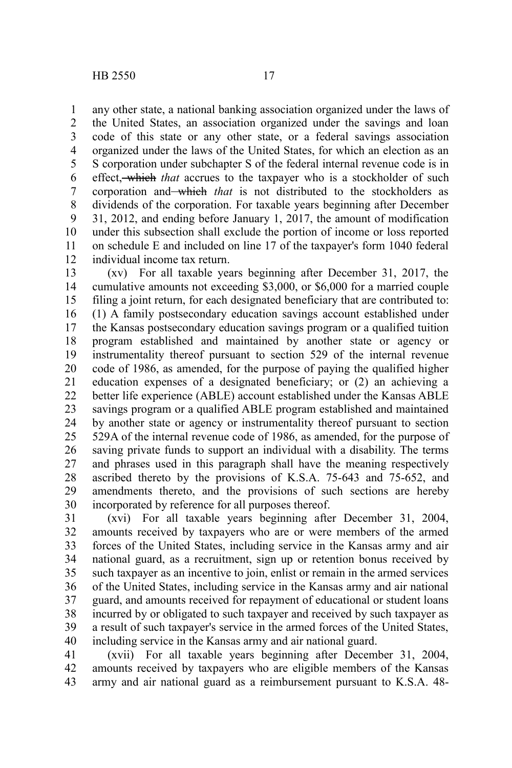any other state, a national banking association organized under the laws of the United States, an association organized under the savings and loan code of this state or any other state, or a federal savings association organized under the laws of the United States, for which an election as an S corporation under subchapter S of the federal internal revenue code is in effect, ~~which~~ *that* accrues to the taxpayer who is a stockholder of such corporation and ~~which~~ *that* is not distributed to the stockholders as dividends of the corporation. For taxable years beginning after December 31, 2012, and ending before January 1, 2017, the amount of modification under this subsection shall exclude the portion of income or loss reported on schedule E and included on line 17 of the taxpayer's form 1040 federal individual income tax return.

(xv) For all taxable years beginning after December 31, 2017, the cumulative amounts not exceeding $3,000, or $6,000 for a married couple filing a joint return, for each designated beneficiary that are contributed to: (1) A family postsecondary education savings account established under the Kansas postsecondary education savings program or a qualified tuition program established and maintained by another state or agency or instrumentality thereof pursuant to section 529 of the internal revenue code of 1986, as amended, for the purpose of paying the qualified higher education expenses of a designated beneficiary; or (2) an achieving a better life experience (ABLE) account established under the Kansas ABLE savings program or a qualified ABLE program established and maintained by another state or agency or instrumentality thereof pursuant to section 529A of the internal revenue code of 1986, as amended, for the purpose of saving private funds to support an individual with a disability. The terms and phrases used in this paragraph shall have the meaning respectively ascribed thereto by the provisions of K.S.A. 75-643 and 75-652, and amendments thereto, and the provisions of such sections are hereby incorporated by reference for all purposes thereof.

(xvi) For all taxable years beginning after December 31, 2004, amounts received by taxpayers who are or were members of the armed forces of the United States, including service in the Kansas army and air national guard, as a recruitment, sign up or retention bonus received by such taxpayer as an incentive to join, enlist or remain in the armed services of the United States, including service in the Kansas army and air national guard, and amounts received for repayment of educational or student loans incurred by or obligated to such taxpayer and received by such taxpayer as a result of such taxpayer's service in the armed forces of the United States, including service in the Kansas army and air national guard.

(xvii) For all taxable years beginning after December 31, 2004, amounts received by taxpayers who are eligible members of the Kansas army and air national guard as a reimbursement pursuant to K.S.A. 48-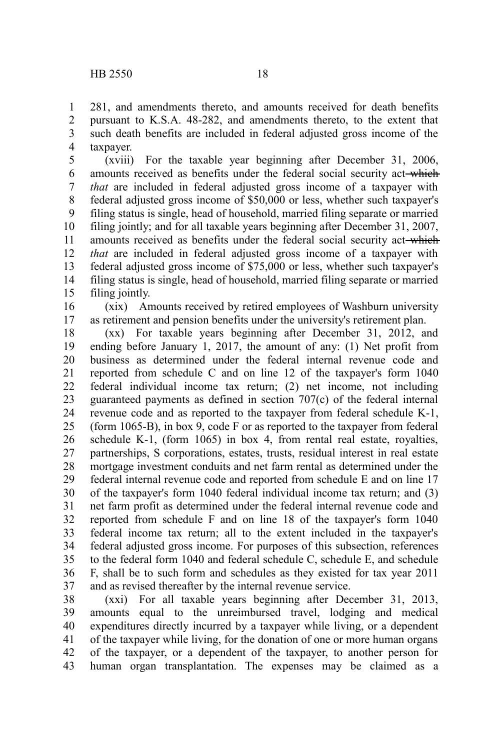281, and amendments thereto, and amounts received for death benefits pursuant to K.S.A. 48-282, and amendments thereto, to the extent that such death benefits are included in federal adjusted gross income of the taxpayer.

(xviii) For the taxable year beginning after December 31, 2006, amounts received as benefits under the federal social security act ~~which~~ *that* are included in federal adjusted gross income of a taxpayer with federal adjusted gross income of $50,000 or less, whether such taxpayer's filing status is single, head of household, married filing separate or married filing jointly; and for all taxable years beginning after December 31, 2007, amounts received as benefits under the federal social security act ~~which~~ *that* are included in federal adjusted gross income of a taxpayer with federal adjusted gross income of $75,000 or less, whether such taxpayer's filing status is single, head of household, married filing separate or married filing jointly.

(xix) Amounts received by retired employees of Washburn university as retirement and pension benefits under the university's retirement plan.

(xx) For taxable years beginning after December 31, 2012, and ending before January 1, 2017, the amount of any: (1) Net profit from business as determined under the federal internal revenue code and reported from schedule C and on line 12 of the taxpayer's form 1040 federal individual income tax return; (2) net income, not including guaranteed payments as defined in section 707(c) of the federal internal revenue code and as reported to the taxpayer from federal schedule K-1, (form 1065-B), in box 9, code F or as reported to the taxpayer from federal schedule K-1, (form 1065) in box 4, from rental real estate, royalties, partnerships, S corporations, estates, trusts, residual interest in real estate mortgage investment conduits and net farm rental as determined under the federal internal revenue code and reported from schedule E and on line 17 of the taxpayer's form 1040 federal individual income tax return; and (3) net farm profit as determined under the federal internal revenue code and reported from schedule F and on line 18 of the taxpayer's form 1040 federal income tax return; all to the extent included in the taxpayer's federal adjusted gross income. For purposes of this subsection, references to the federal form 1040 and federal schedule C, schedule E, and schedule F, shall be to such form and schedules as they existed for tax year 2011 and as revised thereafter by the internal revenue service.

(xxi) For all taxable years beginning after December 31, 2013, amounts equal to the unreimbursed travel, lodging and medical expenditures directly incurred by a taxpayer while living, or a dependent of the taxpayer while living, for the donation of one or more human organs of the taxpayer, or a dependent of the taxpayer, to another person for human organ transplantation. The expenses may be claimed as a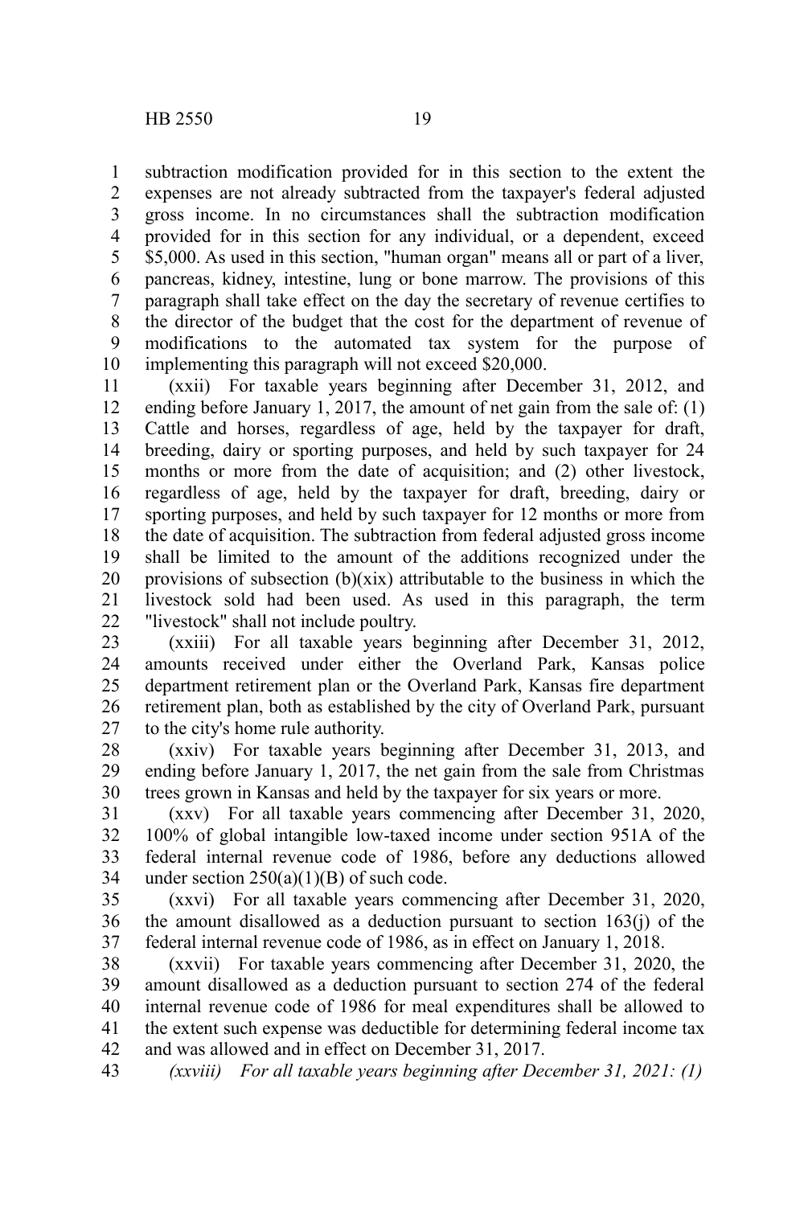subtraction modification provided for in this section to the extent the expenses are not already subtracted from the taxpayer's federal adjusted gross income. In no circumstances shall the subtraction modification provided for in this section for any individual, or a dependent, exceed $5,000. As used in this section, "human organ" means all or part of a liver, pancreas, kidney, intestine, lung or bone marrow. The provisions of this paragraph shall take effect on the day the secretary of revenue certifies to the director of the budget that the cost for the department of revenue of modifications to the automated tax system for the purpose of implementing this paragraph will not exceed $20,000.

(xxii) For taxable years beginning after December 31, 2012, and ending before January 1, 2017, the amount of net gain from the sale of: (1) Cattle and horses, regardless of age, held by the taxpayer for draft, breeding, dairy or sporting purposes, and held by such taxpayer for 24 months or more from the date of acquisition; and (2) other livestock, regardless of age, held by the taxpayer for draft, breeding, dairy or sporting purposes, and held by such taxpayer for 12 months or more from the date of acquisition. The subtraction from federal adjusted gross income shall be limited to the amount of the additions recognized under the provisions of subsection (b)(xix) attributable to the business in which the livestock sold had been used. As used in this paragraph, the term "livestock" shall not include poultry.

(xxiii) For all taxable years beginning after December 31, 2012, amounts received under either the Overland Park, Kansas police department retirement plan or the Overland Park, Kansas fire department retirement plan, both as established by the city of Overland Park, pursuant to the city's home rule authority.

(xxiv) For taxable years beginning after December 31, 2013, and ending before January 1, 2017, the net gain from the sale from Christmas trees grown in Kansas and held by the taxpayer for six years or more.

(xxv) For all taxable years commencing after December 31, 2020, 100% of global intangible low-taxed income under section 951A of the federal internal revenue code of 1986, before any deductions allowed under section 250(a)(1)(B) of such code.

(xxvi) For all taxable years commencing after December 31, 2020, the amount disallowed as a deduction pursuant to section 163(j) of the federal internal revenue code of 1986, as in effect on January 1, 2018.

(xxvii) For taxable years commencing after December 31, 2020, the amount disallowed as a deduction pursuant to section 274 of the federal internal revenue code of 1986 for meal expenditures shall be allowed to the extent such expense was deductible for determining federal income tax and was allowed and in effect on December 31, 2017.

*(xxviii) For all taxable years beginning after December 31, 2021: (1)*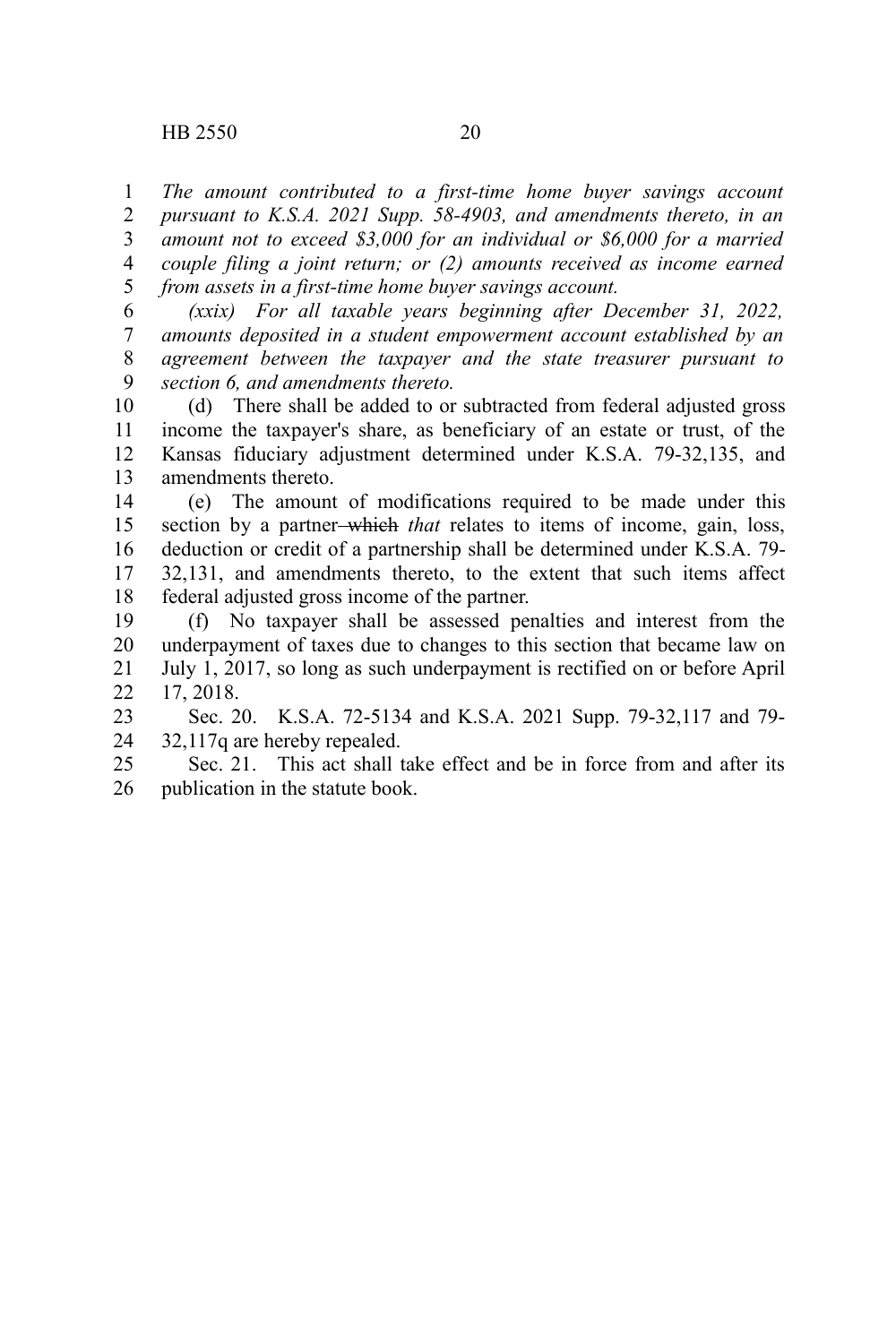*The amount contributed to a first-time home buyer savings account pursuant to K.S.A. 2021 Supp. 58-4903, and amendments thereto, in an amount not to exceed $3,000 for an individual or $6,000 for a married couple filing a joint return; or (2) amounts received as income earned from assets in a first-time home buyer savings account.*

*(xxix) For all taxable years beginning after December 31, 2022, amounts deposited in a student empowerment account established by an agreement between the taxpayer and the state treasurer pursuant to section 6, and amendments thereto.*

(d) There shall be added to or subtracted from federal adjusted gross income the taxpayer's share, as beneficiary of an estate or trust, of the Kansas fiduciary adjustment determined under K.S.A. 79-32,135, and amendments thereto.

(e) The amount of modifications required to be made under this section by a partner ~~which~~ *that* relates to items of income, gain, loss, deduction or credit of a partnership shall be determined under K.S.A. 79-32,131, and amendments thereto, to the extent that such items affect federal adjusted gross income of the partner.

(f) No taxpayer shall be assessed penalties and interest from the underpayment of taxes due to changes to this section that became law on July 1, 2017, so long as such underpayment is rectified on or before April 17, 2018.

Sec. 20. K.S.A. 72-5134 and K.S.A. 2021 Supp. 79-32,117 and 79-32,117q are hereby repealed.

Sec. 21. This act shall take effect and be in force from and after its publication in the statute book.